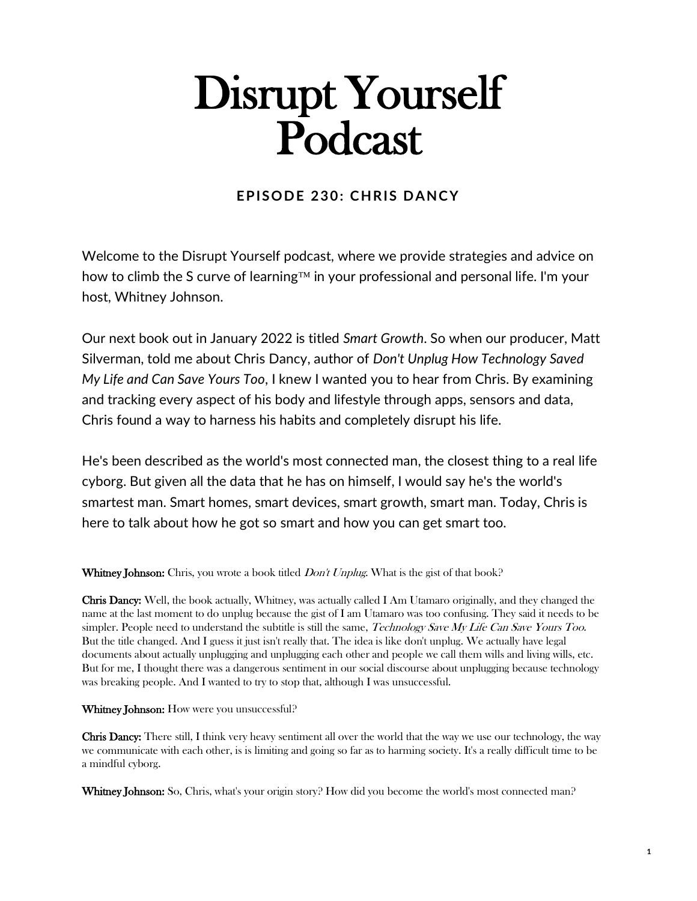# Disrupt Yourself Podcast

## EPISODE 230: CHRIS DANCY

Welcome to the Disrupt Yourself podcast, where we provide strategies and advice on how to climb the S curve of learning™ in your professional and personal life. I'm your host, Whitney Johnson.

Our next book out in January 2022 is titled *Smart Growth*. So when our producer, Matt Silverman, told me about Chris Dancy, author of *Don't Unplug How Technology Saved My Life and Can Save Yours Too*, I knew I wanted you to hear from Chris. By examining and tracking every aspect of his body and lifestyle through apps, sensors and data, Chris found a way to harness his habits and completely disrupt his life.

He's been described as the world's most connected man, the closest thing to a real life cyborg. But given all the data that he has on himself, I would say he's the world's smartest man. Smart homes, smart devices, smart growth, smart man. Today, Chris is here to talk about how he got so smart and how you can get smart too.

**Whitney Johnson:** Chris, you wrote a book titled *Don't Unplug*. What is the gist of that book?

**Chris Dancy:** Well, the book actually, Whitney, was actually called I Am Utamaro originally, and they changed the name at the last moment to do unplug because the gist of I am Utamaro was too confusing. They said it needs to be simpler. People need to understand the subtitle is still the same, *Technology Save My Life Can Save Yours Too.* But the title changed. And I guess it just isn't really that. The idea is like don't unplug. We actually have legal documents about actually unplugging and unplugging each other and people we call them wills and living wills, etc. But for me, I thought there was a dangerous sentiment in our social discourse about unplugging because technology was breaking people. And I wanted to try to stop that, although I was unsuccessful.

**Whitney Johnson:** How were you unsuccessful?

**Chris Dancy:** There still, I think very heavy sentiment all over the world that the way we use our technology, the way we communicate with each other, is is limiting and going so far as to harming society. It's a really difficult time to be a mindful cyborg.

**Whitney Johnson:** So, Chris, what's your origin story? How did you become the world's most connected man?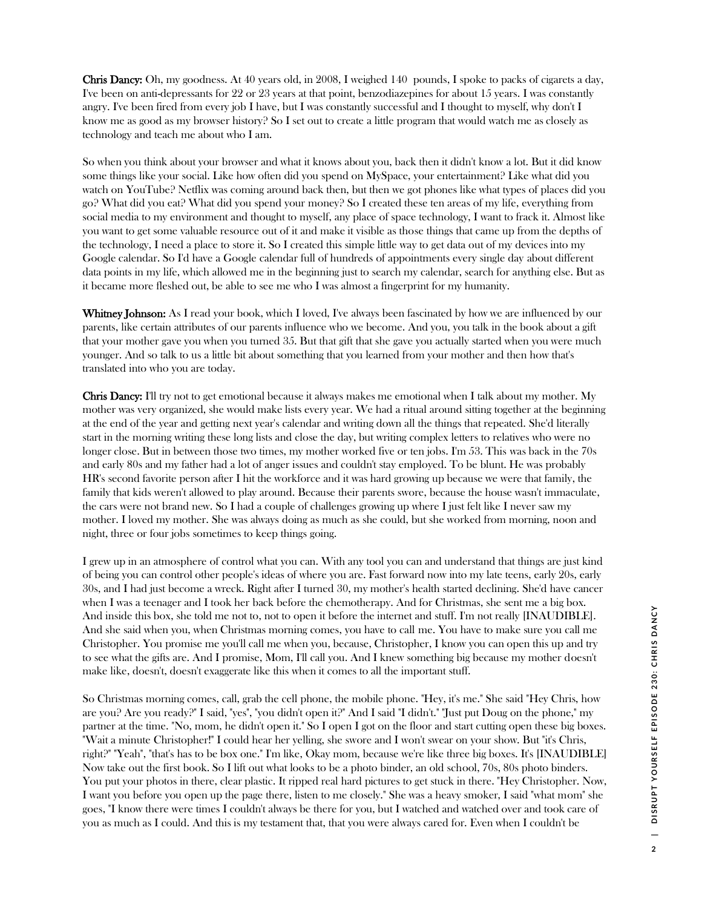**Chris Dancy:** Oh, my goodness. At 40 years old, in 2008, I weighed 140 pounds, I spoke to packs of cigarets a day, I've been on anti-depressants for 22 or 23 years at that point, benzodiazepines for about 15 years. I was constantly angry. I've been fired from every job I have, but I was constantly successful and I thought to myself, why don't I know me as good as my browser history? So I set out to create a little program that would watch me as closely as technology and teach me about who I am.

So when you think about your browser and what it knows about you, back then it didn't know a lot. But it did know some things like your social. Like how often did you spend on MySpace, your entertainment? Like what did you watch on YouTube? Netflix was coming around back then, but then we got phones like what types of places did you go? What did you eat? What did you spend your money? So I created these ten areas of my life, everything from social media to my environment and thought to myself, any place of space technology, I want to frack it. Almost like you want to get some valuable resource out of it and make it visible as those things that came up from the depths of the technology, I need a place to store it. So I created this simple little way to get data out of my devices into my Google calendar. So I'd have a Google calendar full of hundreds of appointments every single day about different data points in my life, which allowed me in the beginning just to search my calendar, search for anything else. But as it became more fleshed out, be able to see me who I was almost a fingerprint for my humanity.

**Whitney Johnson:** As I read your book, which I loved, I've always been fascinated by how we are influenced by our parents, like certain attributes of our parents influence who we become. And you, you talk in the book about a gift that your mother gave you when you turned 35. But that gift that she gave you actually started when you were much younger. And so talk to us a little bit about something that you learned from your mother and then how that's translated into who you are today.

**Chris Dancy:** I'll try not to get emotional because it always makes me emotional when I talk about my mother. My mother was very organized, she would make lists every year. We had a ritual around sitting together at the beginning at the end of the year and getting next year's calendar and writing down all the things that repeated. She'd literally start in the morning writing these long lists and close the day, but writing complex letters to relatives who were no longer close. But in between those two times, my mother worked five or ten jobs. I'm 53. This was back in the 70s and early 80s and my father had a lot of anger issues and couldn't stay employed. To be blunt. He was probably HR's second favorite person after I hit the workforce and it was hard growing up because we were that family, the family that kids weren't allowed to play around. Because their parents swore, because the house wasn't immaculate, the cars were not brand new. So I had a couple of challenges growing up where I just felt like I never saw my mother. I loved my mother. She was always doing as much as she could, but she worked from morning, noon and night, three or four jobs sometimes to keep things going.

I grew up in an atmosphere of control what you can. With any tool you can and understand that things are just kind of being you can control other people's ideas of where you are. Fast forward now into my late teens, early 20s, early 30s, and I had just become a wreck. Right after I turned 30, my mother's health started declining. She'd have cancer when I was a teenager and I took her back before the chemotherapy. And for Christmas, she sent me a big box. And inside this box, she told me not to, not to open it before the internet and stuff. I'm not really [INAUDIBLE]. And she said when you, when Christmas morning comes, you have to call me. You have to make sure you call me Christopher. You promise me you'll call me when you, because, Christopher, I know you can open this up and try to see what the gifts are. And I promise, Mom, I'll call you. And I knew something big because my mother doesn't make like, doesn't, doesn't exaggerate like this when it comes to all the important stuff.

So Christmas morning comes, call, grab the cell phone, the mobile phone. "Hey, it's me." She said "Hey Chris, how are you? Are you ready?" I said, "yes", "you didn't open it?" And I said "I didn't." "Just put Doug on the phone," my partner at the time. "No, mom, he didn't open it." So I open I got on the floor and start cutting open these big boxes. "Wait a minute Christopher!" I could hear her yelling, she swore and I won't swear on your show. But "it's Chris, right?" "Yeah", "that's has to be box one." I'm like, Okay mom, because we're like three big boxes. It's [INAUDIBLE] Now take out the first book. So I lift out what looks to be a photo binder, an old school, 70s, 80s photo binders. You put your photos in there, clear plastic. It ripped real hard pictures to get stuck in there. "Hey Christopher. Now, I want you before you open up the page there, listen to me closely." She was a heavy smoker, I said "what mom" she goes, "I know there were times I couldn't always be there for you, but I watched and watched over and took care of you as much as I could. And this is my testament that, that you were always cared for. Even when I couldn't be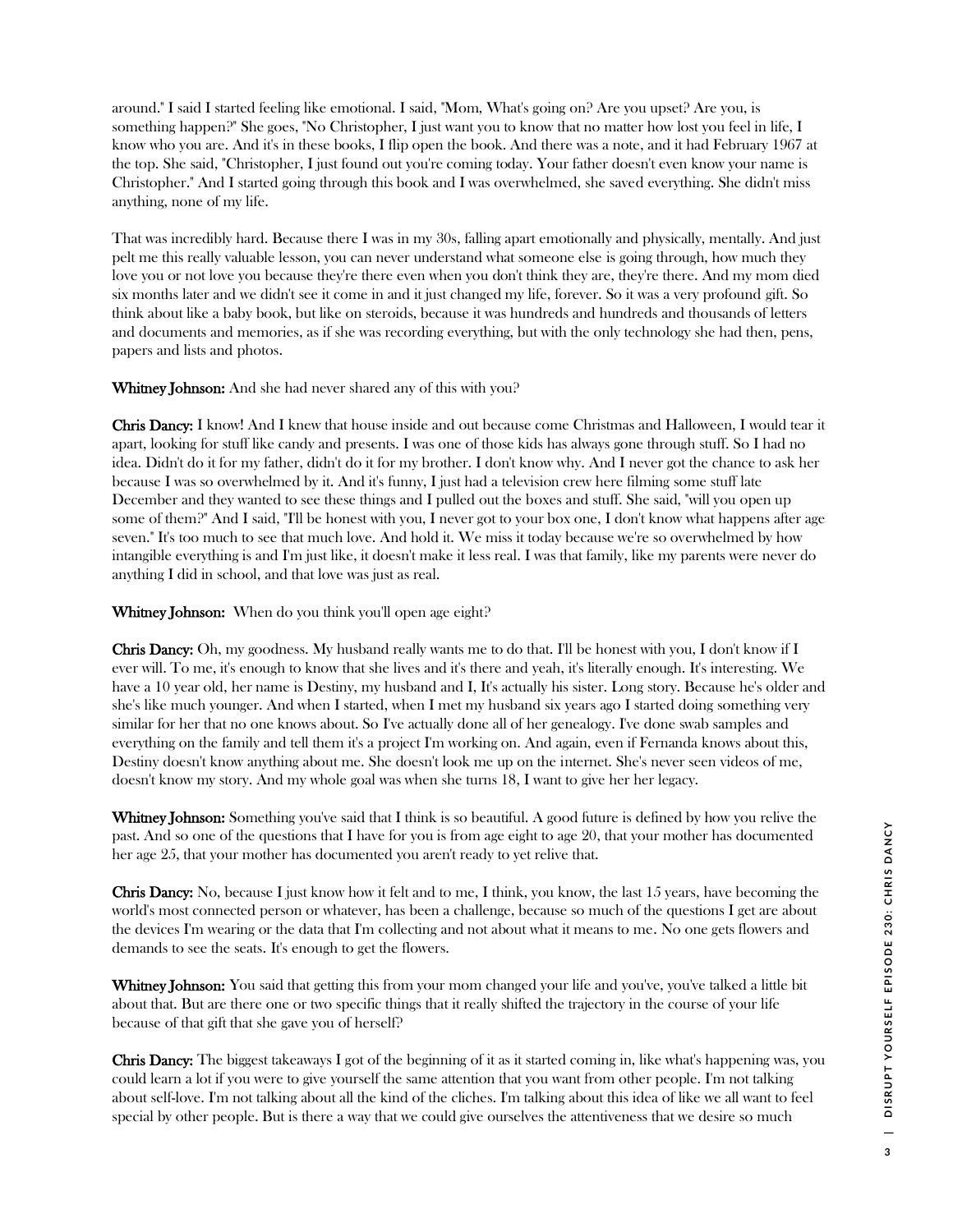around." I said I started feeling like emotional. I said, "Mom, What's going on? Are you upset? Are you, is something happen?" She goes, "No Christopher, I just want you to know that no matter how lost you feel in life, I know who you are. And it's in these books, I flip open the book. And there was a note, and it had February 1967 at the top. She said, "Christopher, I just found out you're coming today. Your father doesn't even know your name is Christopher." And I started going through this book and I was overwhelmed, she saved everything. She didn't miss anything, none of my life.

That was incredibly hard. Because there I was in my 30s, falling apart emotionally and physically, mentally. And just pelt me this really valuable lesson, you can never understand what someone else is going through, how much they love you or not love you because they're there even when you don't think they are, they're there. And my mom died six months later and we didn't see it come in and it just changed my life, forever. So it was a very profound gift. So think about like a baby book, but like on steroids, because it was hundreds and hundreds and thousands of letters and documents and memories, as if she was recording everything, but with the only technology she had then, pens, papers and lists and photos.

**Whitney Johnson:** And she had never shared any of this with you?

**Chris Dancy:** I know! And I knew that house inside and out because come Christmas and Halloween, I would tear it apart, looking for stuff like candy and presents. I was one of those kids has always gone through stuff. So I had no idea. Didn't do it for my father, didn't do it for my brother. I don't know why. And I never got the chance to ask her because I was so overwhelmed by it. And it's funny, I just had a television crew here filming some stuff late December and they wanted to see these things and I pulled out the boxes and stuff. She said, "will you open up some of them?" And I said, "I'll be honest with you, I never got to your box one, I don't know what happens after age seven." It's too much to see that much love. And hold it. We miss it today because we're so overwhelmed by how intangible everything is and I'm just like, it doesn't make it less real. I was that family, like my parents were never do anything I did in school, and that love was just as real.

**Whitney Johnson:** When do you think you'll open age eight?

**Chris Dancy:** Oh, my goodness. My husband really wants me to do that. I'll be honest with you, I don't know if I ever will. To me, it's enough to know that she lives and it's there and yeah, it's literally enough. It's interesting. We have a 10 year old, her name is Destiny, my husband and I, It's actually his sister. Long story. Because he's older and she's like much younger. And when I started, when I met my husband six years ago I started doing something very similar for her that no one knows about. So I've actually done all of her genealogy. I've done swab samples and everything on the family and tell them it's a project I'm working on. And again, even if Fernanda knows about this, Destiny doesn't know anything about me. She doesn't look me up on the internet. She's never seen videos of me, doesn't know my story. And my whole goal was when she turns 18, I want to give her her legacy.

**Whitney Johnson:** Something you've said that I think is so beautiful. A good future is defined by how you relive the past. And so one of the questions that I have for you is from age eight to age 20, that your mother has documented her age 25, that your mother has documented you aren't ready to yet relive that.

**Chris Dancy:** No, because I just know how it felt and to me, I think, you know, the last 15 years, have becoming the world's most connected person or whatever, has been a challenge, because so much of the questions I get are about the devices I'm wearing or the data that I'm collecting and not about what it means to me. No one gets flowers and demands to see the seats. It's enough to get the flowers.

**Whitney Johnson:** You said that getting this from your mom changed your life and you've, you've talked a little bit about that. But are there one or two specific things that it really shifted the trajectory in the course of your life because of that gift that she gave you of herself?

**Chris Dancy:** The biggest takeaways I got of the beginning of it as it started coming in, like what's happening was, you could learn a lot if you were to give yourself the same attention that you want from other people. I'm not talking about self-love. I'm not talking about all the kind of the cliches. I'm talking about this idea of like we all want to feel special by other people. But is there a way that we could give ourselves the attentiveness that we desire so much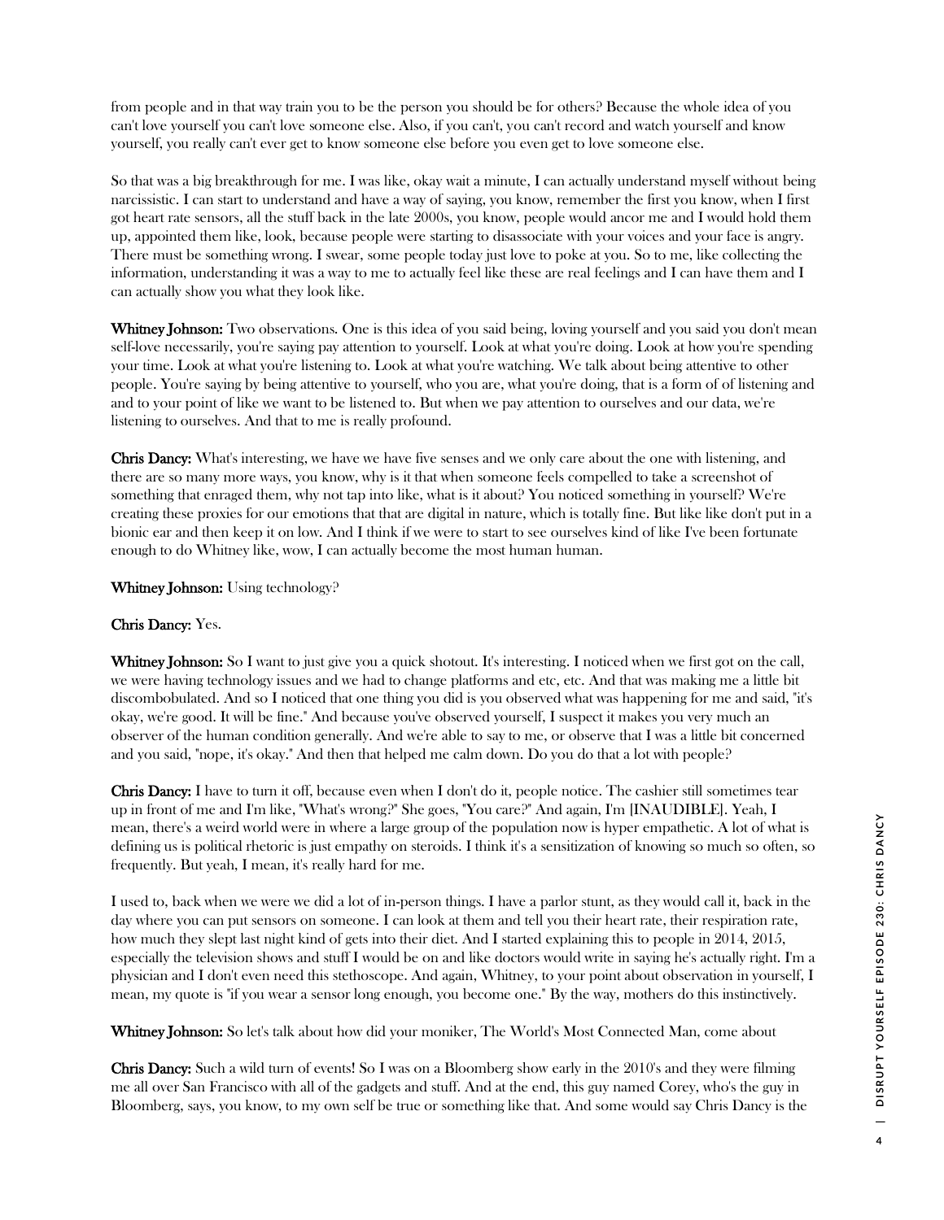from people and in that way train you to be the person you should be for others? Because the whole idea of you can't love yourself you can't love someone else. Also, if you can't, you can't record and watch yourself and know yourself, you really can't ever get to know someone else before you even get to love someone else.

So that was a big breakthrough for me. I was like, okay wait a minute, I can actually understand myself without being narcissistic. I can start to understand and have a way of saying, you know, remember the first you know, when I first got heart rate sensors, all the stuff back in the late 2000s, you know, people would ancor me and I would hold them up, appointed them like, look, because people were starting to disassociate with your voices and your face is angry. There must be something wrong. I swear, some people today just love to poke at you. So to me, like collecting the information, understanding it was a way to me to actually feel like these are real feelings and I can have them and I can actually show you what they look like.

**Whitney Johnson:** Two observations. One is this idea of you said being, loving yourself and you said you don't mean self-love necessarily, you're saying pay attention to yourself. Look at what you're doing. Look at how you're spending your time. Look at what you're listening to. Look at what you're watching. We talk about being attentive to other people. You're saying by being attentive to yourself, who you are, what you're doing, that is a form of of listening and and to your point of like we want to be listened to. But when we pay attention to ourselves and our data, we're listening to ourselves. And that to me is really profound.

**Chris Dancy:** What's interesting, we have we have five senses and we only care about the one with listening, and there are so many more ways, you know, why is it that when someone feels compelled to take a screenshot of something that enraged them, why not tap into like, what is it about? You noticed something in yourself? We're creating these proxies for our emotions that that are digital in nature, which is totally fine. But like like don't put in a bionic ear and then keep it on low. And I think if we were to start to see ourselves kind of like I've been fortunate enough to do Whitney like, wow, I can actually become the most human human.

**Whitney Johnson:** Using technology?

**Chris Dancy:** Yes.

**Whitney Johnson:** So I want to just give you a quick shotout. It's interesting. I noticed when we first got on the call, we were having technology issues and we had to change platforms and etc, etc. And that was making me a little bit discombobulated. And so I noticed that one thing you did is you observed what was happening for me and said, "it's okay, we're good. It will be fine." And because you've observed yourself, I suspect it makes you very much an observer of the human condition generally. And we're able to say to me, or observe that I was a little bit concerned and you said, "nope, it's okay." And then that helped me calm down. Do you do that a lot with people?

**Chris Dancy:** I have to turn it off, because even when I don't do it, people notice. The cashier still sometimes tear up in front of me and I'm like, "What's wrong?" She goes, "You care?" And again, I'm [INAUDIBLE]. Yeah, I mean, there's a weird world were in where a large group of the population now is hyper empathetic. A lot of what is defining us is political rhetoric is just empathy on steroids. I think it's a sensitization of knowing so much so often, so frequently. But yeah, I mean, it's really hard for me.

I used to, back when we were we did a lot of in-person things. I have a parlor stunt, as they would call it, back in the day where you can put sensors on someone. I can look at them and tell you their heart rate, their respiration rate, how much they slept last night kind of gets into their diet. And I started explaining this to people in 2014, 2015, especially the television shows and stuff I would be on and like doctors would write in saying he's actually right. I'm a physician and I don't even need this stethoscope. And again, Whitney, to your point about observation in yourself, I mean, my quote is "if you wear a sensor long enough, you become one." By the way, mothers do this instinctively.

**Whitney Johnson:** So let's talk about how did your moniker, The World's Most Connected Man, come about

**Chris Dancy:** Such a wild turn of events! So I was on a Bloomberg show early in the 2010's and they were filming me all over San Francisco with all of the gadgets and stuff. And at the end, this guy named Corey, who's the guy in Bloomberg, says, you know, to my own self be true or something like that. And some would say Chris Dancy is the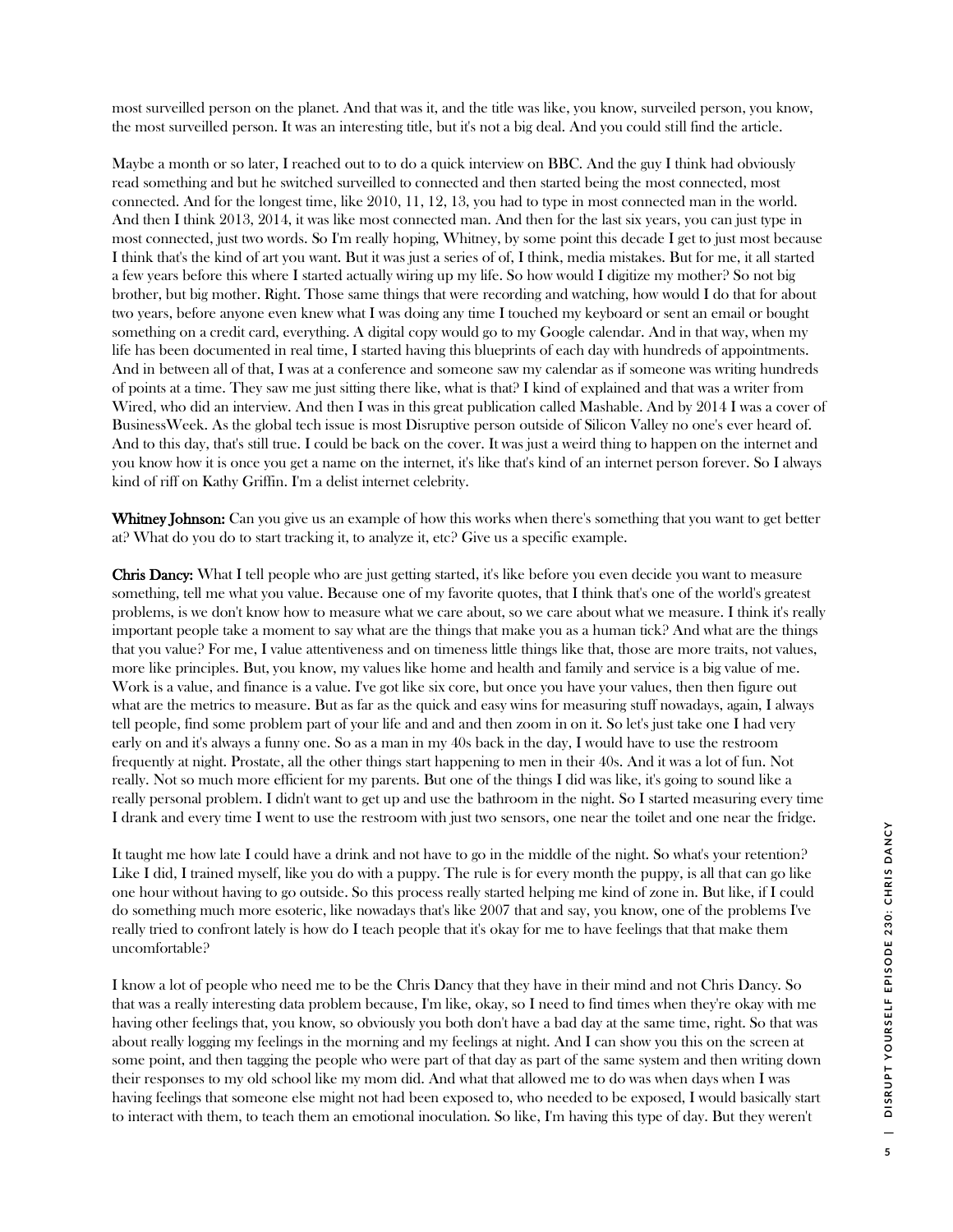most surveilled person on the planet. And that was it, and the title was like, you know, surveiled person, you know, the most surveilled person. It was an interesting title, but it's not a big deal. And you could still find the article.

Maybe a month or so later, I reached out to to do a quick interview on BBC. And the guy I think had obviously read something and but he switched surveilled to connected and then started being the most connected, most connected. And for the longest time, like 2010, 11, 12, 13, you had to type in most connected man in the world. And then I think 2013, 2014, it was like most connected man. And then for the last six years, you can just type in most connected, just two words. So I'm really hoping, Whitney, by some point this decade I get to just most because I think that's the kind of art you want. But it was just a series of of, I think, media mistakes. But for me, it all started a few years before this where I started actually wiring up my life. So how would I digitize my mother? So not big brother, but big mother. Right. Those same things that were recording and watching, how would I do that for about two years, before anyone even knew what I was doing any time I touched my keyboard or sent an email or bought something on a credit card, everything. A digital copy would go to my Google calendar. And in that way, when my life has been documented in real time, I started having this blueprints of each day with hundreds of appointments. And in between all of that, I was at a conference and someone saw my calendar as if someone was writing hundreds of points at a time. They saw me just sitting there like, what is that? I kind of explained and that was a writer from Wired, who did an interview. And then I was in this great publication called Mashable. And by 2014 I was a cover of BusinessWeek. As the global tech issue is most Disruptive person outside of Silicon Valley no one's ever heard of. And to this day, that's still true. I could be back on the cover. It was just a weird thing to happen on the internet and you know how it is once you get a name on the internet, it's like that's kind of an internet person forever. So I always kind of riff on Kathy Griffin. I'm a delist internet celebrity.

**Whitney Johnson:** Can you give us an example of how this works when there's something that you want to get better at? What do you do to start tracking it, to analyze it, etc? Give us a specific example.

**Chris Dancy:** What I tell people who are just getting started, it's like before you even decide you want to measure something, tell me what you value. Because one of my favorite quotes, that I think that's one of the world's greatest problems, is we don't know how to measure what we care about, so we care about what we measure. I think it's really important people take a moment to say what are the things that make you as a human tick? And what are the things that you value? For me, I value attentiveness and on timeness little things like that, those are more traits, not values, more like principles. But, you know, my values like home and health and family and service is a big value of me. Work is a value, and finance is a value. I've got like six core, but once you have your values, then then figure out what are the metrics to measure. But as far as the quick and easy wins for measuring stuff nowadays, again, I always tell people, find some problem part of your life and and and then zoom in on it. So let's just take one I had very early on and it's always a funny one. So as a man in my 40s back in the day, I would have to use the restroom frequently at night. Prostate, all the other things start happening to men in their 40s. And it was a lot of fun. Not really. Not so much more efficient for my parents. But one of the things I did was like, it's going to sound like a really personal problem. I didn't want to get up and use the bathroom in the night. So I started measuring every time I drank and every time I went to use the restroom with just two sensors, one near the toilet and one near the fridge.

It taught me how late I could have a drink and not have to go in the middle of the night. So what's your retention? Like I did, I trained myself, like you do with a puppy. The rule is for every month the puppy, is all that can go like one hour without having to go outside. So this process really started helping me kind of zone in. But like, if I could do something much more esoteric, like nowadays that's like 2007 that and say, you know, one of the problems I've really tried to confront lately is how do I teach people that it's okay for me to have feelings that that make them uncomfortable?

I know a lot of people who need me to be the Chris Dancy that they have in their mind and not Chris Dancy. So that was a really interesting data problem because, I'm like, okay, so I need to find times when they're okay with me having other feelings that, you know, so obviously you both don't have a bad day at the same time, right. So that was about really logging my feelings in the morning and my feelings at night. And I can show you this on the screen at some point, and then tagging the people who were part of that day as part of the same system and then writing down their responses to my old school like my mom did. And what that allowed me to do was when days when I was having feelings that someone else might not had been exposed to, who needed to be exposed, I would basically start to interact with them, to teach them an emotional inoculation. So like, I'm having this type of day. But they weren't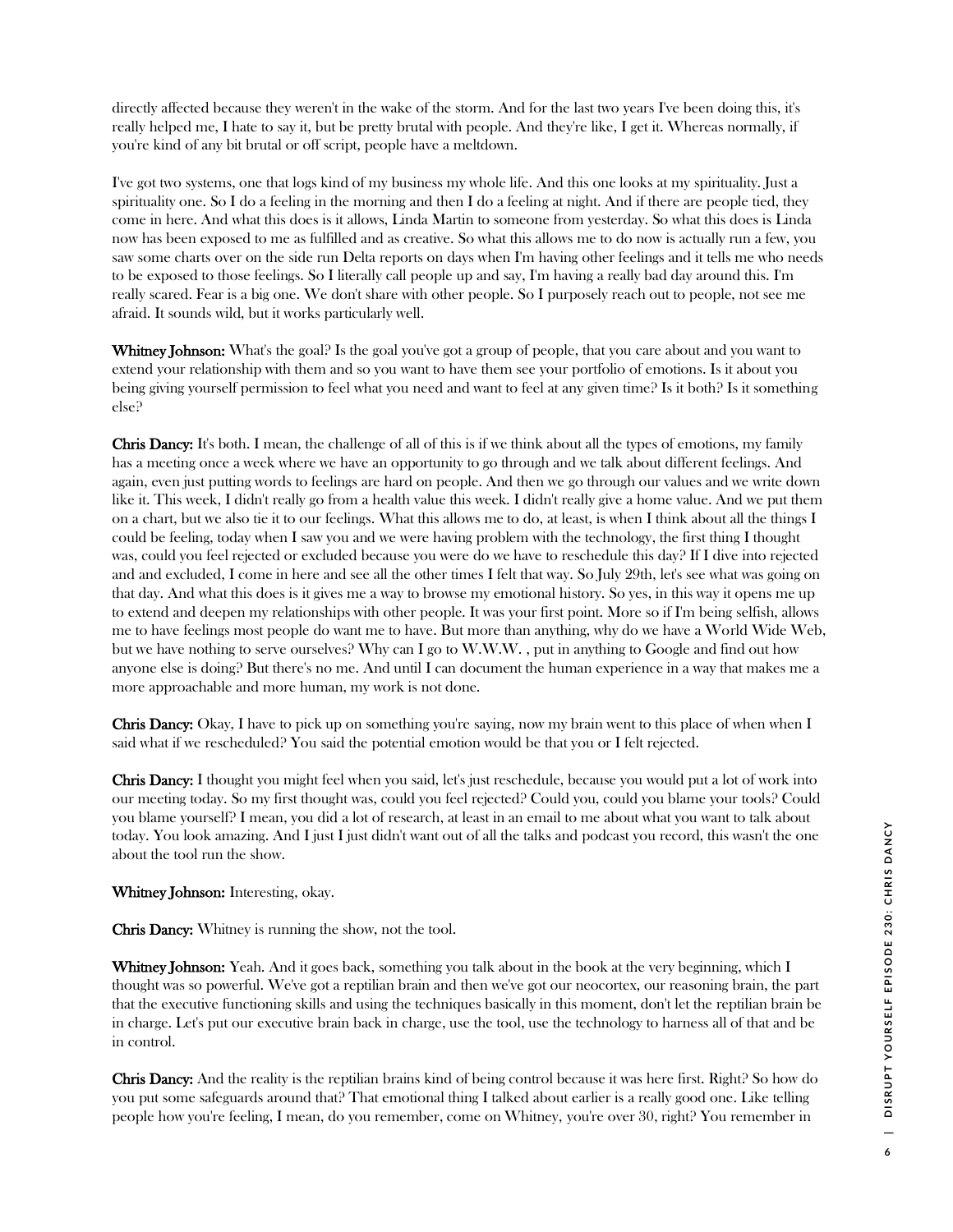directly affected because they weren't in the wake of the storm. And for the last two years I've been doing this, it's really helped me, I hate to say it, but be pretty brutal with people. And they're like, I get it. Whereas normally, if you're kind of any bit brutal or off script, people have a meltdown.

I've got two systems, one that logs kind of my business my whole life. And this one looks at my spirituality. Just a spirituality one. So I do a feeling in the morning and then I do a feeling at night. And if there are people tied, they come in here. And what this does is it allows, Linda Martin to someone from yesterday. So what this does is Linda now has been exposed to me as fulfilled and as creative. So what this allows me to do now is actually run a few, you saw some charts over on the side run Delta reports on days when I'm having other feelings and it tells me who needs to be exposed to those feelings. So I literally call people up and say, I'm having a really bad day around this. I'm really scared. Fear is a big one. We don't share with other people. So I purposely reach out to people, not see me afraid. It sounds wild, but it works particularly well.

**Whitney Johnson:** What's the goal? Is the goal you've got a group of people, that you care about and you want to extend your relationship with them and so you want to have them see your portfolio of emotions. Is it about you being giving yourself permission to feel what you need and want to feel at any given time? Is it both? Is it something else?

**Chris Dancy:** It's both. I mean, the challenge of all of this is if we think about all the types of emotions, my family has a meeting once a week where we have an opportunity to go through and we talk about different feelings. And again, even just putting words to feelings are hard on people. And then we go through our values and we write down like it. This week, I didn't really go from a health value this week. I didn't really give a home value. And we put them on a chart, but we also tie it to our feelings. What this allows me to do, at least, is when I think about all the things I could be feeling, today when I saw you and we were having problem with the technology, the first thing I thought was, could you feel rejected or excluded because you were do we have to reschedule this day? If I dive into rejected and and excluded, I come in here and see all the other times I felt that way. So July 29th, let's see what was going on that day. And what this does is it gives me a way to browse my emotional history. So yes, in this way it opens me up to extend and deepen my relationships with other people. It was your first point. More so if I'm being selfish, allows me to have feelings most people do want me to have. But more than anything, why do we have a World Wide Web, but we have nothing to serve ourselves? Why can I go to W.W.W. , put in anything to Google and find out how anyone else is doing? But there's no me. And until I can document the human experience in a way that makes me a more approachable and more human, my work is not done.

**Chris Dancy:** Okay, I have to pick up on something you're saying, now my brain went to this place of when when I said what if we rescheduled? You said the potential emotion would be that you or I felt rejected.

**Chris Dancy:** I thought you might feel when you said, let's just reschedule, because you would put a lot of work into our meeting today. So my first thought was, could you feel rejected? Could you, could you blame your tools? Could you blame yourself? I mean, you did a lot of research, at least in an email to me about what you want to talk about today. You look amazing. And I just I just didn't want out of all the talks and podcast you record, this wasn't the one about the tool run the show.

**Whitney Johnson:** Interesting, okay.

**Chris Dancy:** Whitney is running the show, not the tool.

**Whitney Johnson:** Yeah. And it goes back, something you talk about in the book at the very beginning, which I thought was so powerful. We've got a reptilian brain and then we've got our neocortex, our reasoning brain, the part that the executive functioning skills and using the techniques basically in this moment, don't let the reptilian brain be in charge. Let's put our executive brain back in charge, use the tool, use the technology to harness all of that and be in control.

**Chris Dancy:** And the reality is the reptilian brains kind of being control because it was here first. Right? So how do you put some safeguards around that? That emotional thing I talked about earlier is a really good one. Like telling people how you're feeling, I mean, do you remember, come on Whitney, you're over 30, right? You remember in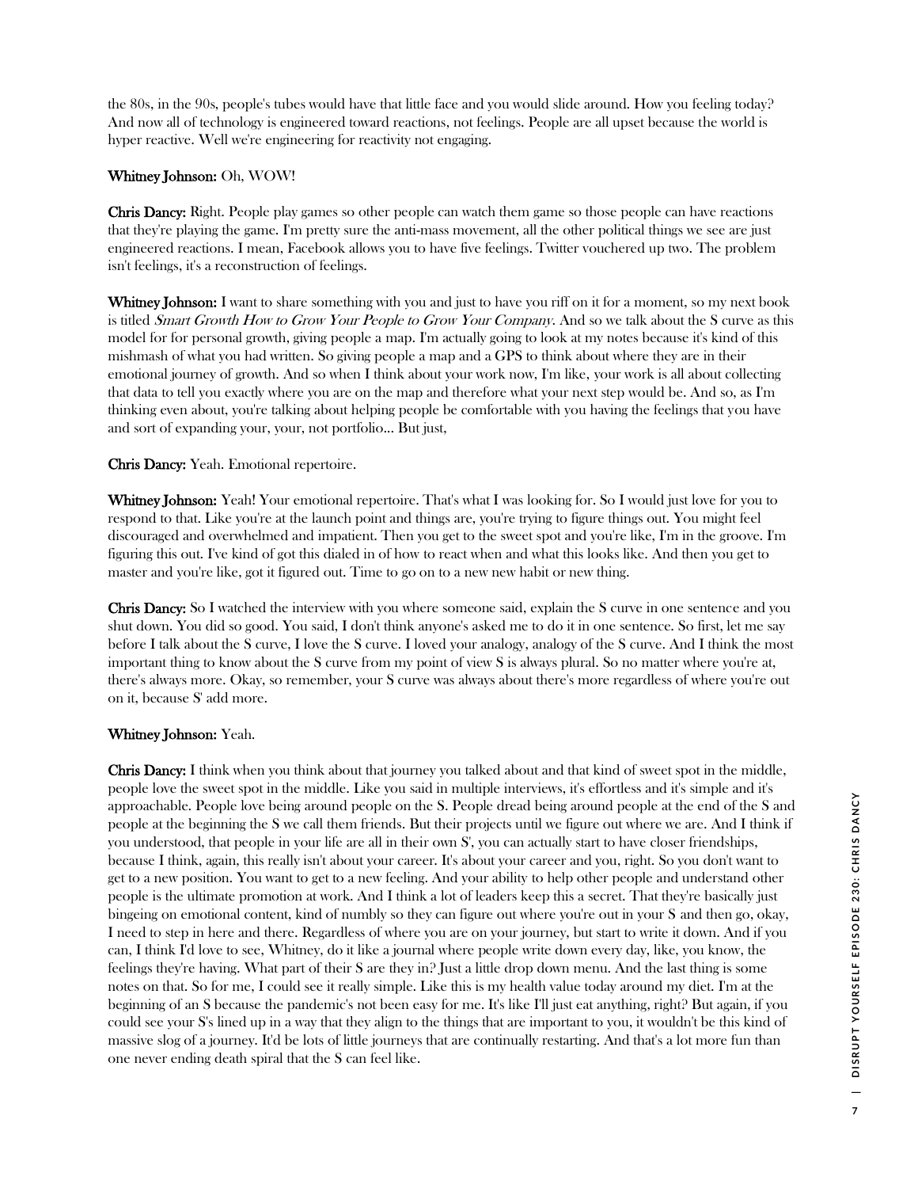the 80s, in the 90s, people's tubes would have that little face and you would slide around. How you feeling today? And now all of technology is engineered toward reactions, not feelings. People are all upset because the world is hyper reactive. Well we're engineering for reactivity not engaging.

**Whitney Johnson:** Oh, WOW!

**Chris Dancy:** Right. People play games so other people can watch them game so those people can have reactions that they're playing the game. I'm pretty sure the anti-mass movement, all the other political things we see are just engineered reactions. I mean, Facebook allows you to have five feelings. Twitter vouchered up two. The problem isn't feelings, it's a reconstruction of feelings.

**Whitney Johnson:** I want to share something with you and just to have you riff on it for a moment, so my next book is titled *Smart Growth How to Grow Your People to Grow Your Company*. And so we talk about the S curve as this model for for personal growth, giving people a map. I'm actually going to look at my notes because it's kind of this mishmash of what you had written. So giving people a map and a GPS to think about where they are in their emotional journey of growth. And so when I think about your work now, I'm like, your work is all about collecting that data to tell you exactly where you are on the map and therefore what your next step would be. And so, as I'm thinking even about, you're talking about helping people be comfortable with you having the feelings that you have and sort of expanding your, your, not portfolio... But just,

**Chris Dancy:** Yeah. Emotional repertoire.

**Whitney Johnson:** Yeah! Your emotional repertoire. That's what I was looking for. So I would just love for you to respond to that. Like you're at the launch point and things are, you're trying to figure things out. You might feel discouraged and overwhelmed and impatient. Then you get to the sweet spot and you're like, I'm in the groove. I'm figuring this out. I've kind of got this dialed in of how to react when and what this looks like. And then you get to master and you're like, got it figured out. Time to go on to a new new habit or new thing.

**Chris Dancy:** So I watched the interview with you where someone said, explain the S curve in one sentence and you shut down. You did so good. You said, I don't think anyone's asked me to do it in one sentence. So first, let me say before I talk about the S curve, I love the S curve. I loved your analogy, analogy of the S curve. And I think the most important thing to know about the S curve from my point of view S is always plural. So no matter where you're at, there's always more. Okay, so remember, your S curve was always about there's more regardless of where you're out on it, because S' add more.

**Whitney Johnson:** Yeah.

**Chris Dancy:** I think when you think about that journey you talked about and that kind of sweet spot in the middle, people love the sweet spot in the middle. Like you said in multiple interviews, it's effortless and it's simple and it's approachable. People love being around people on the S. People dread being around people at the end of the S and people at the beginning the S we call them friends. But their projects until we figure out where we are. And I think if you understood, that people in your life are all in their own S', you can actually start to have closer friendships, because I think, again, this really isn't about your career. It's about your career and you, right. So you don't want to get to a new position. You want to get to a new feeling. And your ability to help other people and understand other people is the ultimate promotion at work. And I think a lot of leaders keep this a secret. That they're basically just bingeing on emotional content, kind of numbly so they can figure out where you're out in your S and then go, okay, I need to step in here and there. Regardless of where you are on your journey, but start to write it down. And if you can, I think I'd love to see, Whitney, do it like a journal where people write down every day, like, you know, the feelings they're having. What part of their S are they in? Just a little drop down menu. And the last thing is some notes on that. So for me, I could see it really simple. Like this is my health value today around my diet. I'm at the beginning of an S because the pandemic's not been easy for me. It's like I'll just eat anything, right? But again, if you could see your S's lined up in a way that they align to the things that are important to you, it wouldn't be this kind of massive slog of a journey. It'd be lots of little journeys that are continually restarting. And that's a lot more fun than one never ending death spiral that the S can feel like.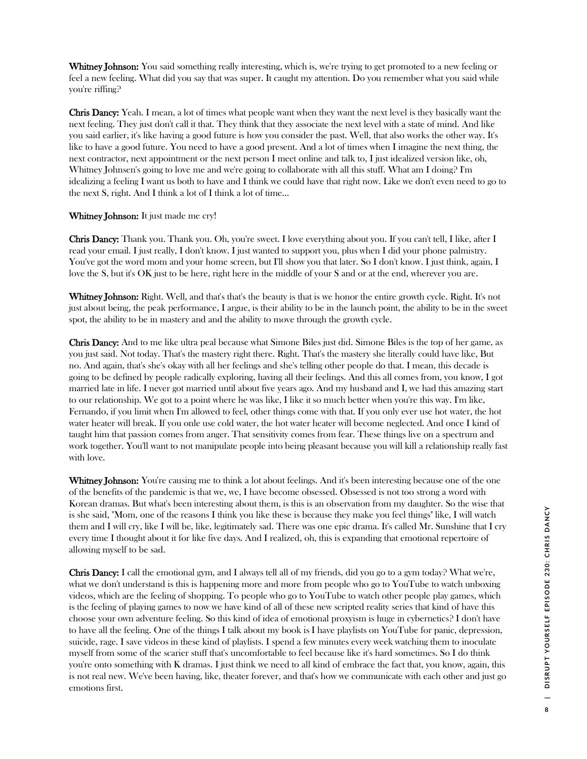**Whitney Johnson:** You said something really interesting, which is, we're trying to get promoted to a new feeling or feel a new feeling. What did you say that was super. It caught my attention. Do you remember what you said while you're riffing?

**Chris Dancy:** Yeah. I mean, a lot of times what people want when they want the next level is they basically want the next feeling. They just don't call it that. They think that they associate the next level with a state of mind. And like you said earlier, it's like having a good future is how you consider the past. Well, that also works the other way. It's like to have a good future. You need to have a good present. And a lot of times when I imagine the next thing, the next contractor, next appointment or the next person I meet online and talk to, I just idealized version like, oh, Whitney Johnsen's going to love me and we're going to collaborate with all this stuff. What am I doing? I'm idealizing a feeling I want us both to have and I think we could have that right now. Like we don't even need to go to the next S, right. And I think a lot of I think a lot of time...

**Whitney Johnson:** It just made me cry!

**Chris Dancy:** Thank you. Thank you. Oh, you're sweet. I love everything about you. If you can't tell, I like, after I read your email. I just really, I don't know. I just wanted to support you, plus when I did your phone palmistry. You've got the word mom and your home screen, but I'll show you that later. So I don't know. I just think, again, I love the S, but it's OK just to be here, right here in the middle of your S and or at the end, wherever you are.

**Whitney Johnson:** Right. Well, and that's that's the beauty is that is we honor the entire growth cycle. Right. It's not just about being, the peak performance, I argue, is their ability to be in the launch point, the ability to be in the sweet spot, the ability to be in mastery and and the ability to move through the growth cycle.

**Chris Dancy:** And to me like ultra peal because what Simone Biles just did. Simone Biles is the top of her game, as you just said. Not today. That's the mastery right there. Right. That's the mastery she literally could have like, But no. And again, that's she's okay with all her feelings and she's telling other people do that. I mean, this decade is going to be defined by people radically exploring, having all their feelings. And this all comes from, you know, I got married late in life. I never got married until about five years ago. And my husband and I, we had this amazing start to our relationship. We got to a point where he was like, I like it so much better when you're this way. I'm like, Fernando, if you limit when I'm allowed to feel, other things come with that. If you only ever use hot water, the hot water heater will break. If you onle use cold water, the hot water heater will become neglected. And once I kind of taught him that passion comes from anger. That sensitivity comes from fear. These things live on a spectrum and work together. You'll want to not manipulate people into being pleasant because you will kill a relationship really fast with love.

**Whitney Johnson:** You're causing me to think a lot about feelings. And it's been interesting because one of the one of the benefits of the pandemic is that we, we, I have become obsessed. Obsessed is not too strong a word with Korean dramas. But what's been interesting about them, is this is an observation from my daughter. So the wise that is she said, "Mom, one of the reasons I think you like these is because they make you feel things" like, I will watch them and I will cry, like I will be, like, legitimately sad. There was one epic drama. It's called Mr. Sunshine that I cry every time I thought about it for like five days. And I realized, oh, this is expanding that emotional repertoire of allowing myself to be sad.

**Chris Dancy:** I call the emotional gym, and I always tell all of my friends, did you go to a gym today? What we're, what we don't understand is this is happening more and more from people who go to YouTube to watch unboxing videos, which are the feeling of shopping. To people who go to YouTube to watch other people play games, which is the feeling of playing games to now we have kind of all of these new scripted reality series that kind of have this choose your own adventure feeling. So this kind of idea of emotional proxyism is huge in cybernetics? I don't have to have all the feeling. One of the things I talk about my book is I have playlists on YouTube for panic, depression, suicide, rage. I save videos in these kind of playlists. I spend a few minutes every week watching them to inoculate myself from some of the scarier stuff that's uncomfortable to feel because like it's hard sometimes. So I do think you're onto something with K dramas. I just think we need to all kind of embrace the fact that, you know, again, this is not real new. We've been having, like, theater forever, and that's how we communicate with each other and just go emotions first.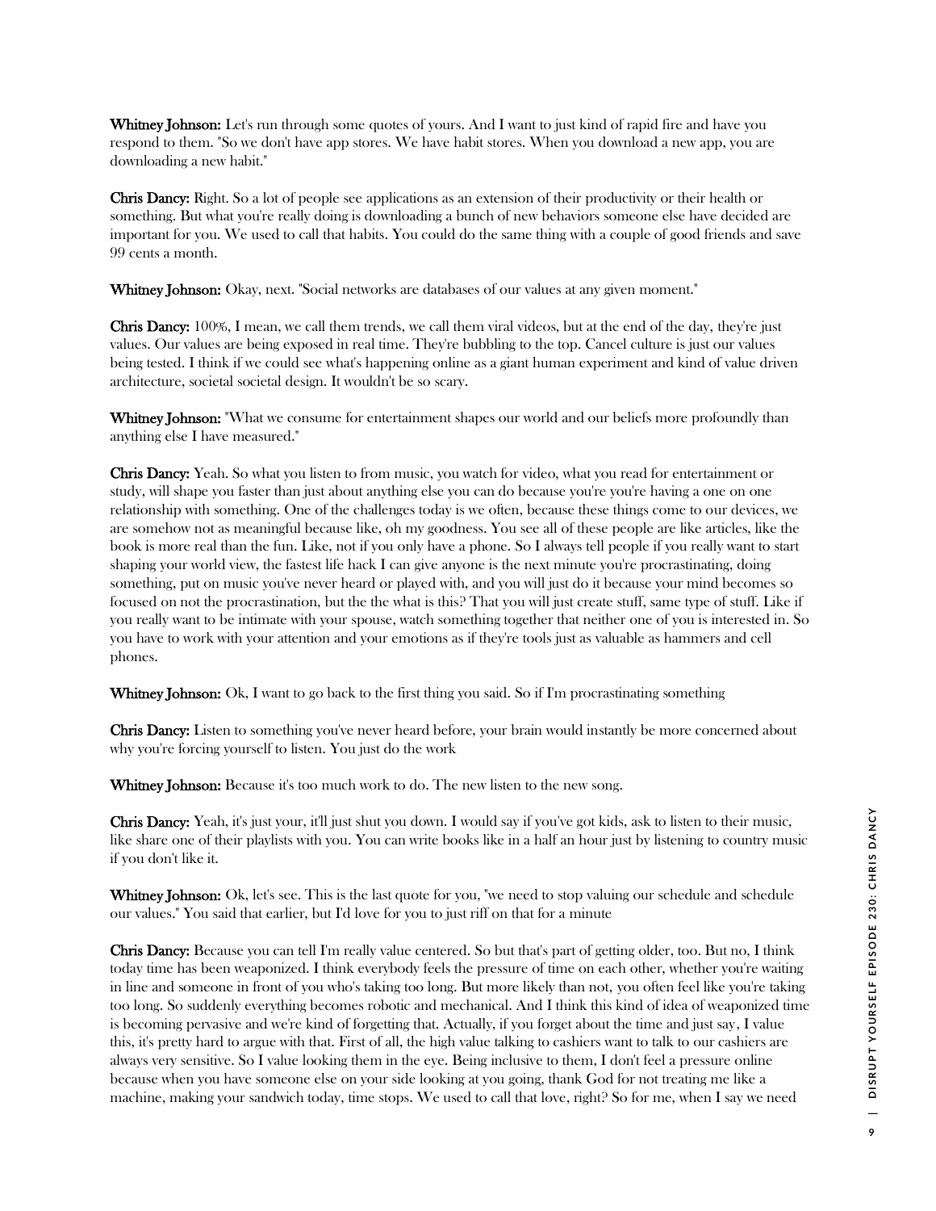**Whitney Johnson:** Let's run through some quotes of yours. And I want to just kind of rapid fire and have you respond to them. "So we don't have app stores. We have habit stores. When you download a new app, you are downloading a new habit."

**Chris Dancy:** Right. So a lot of people see applications as an extension of their productivity or their health or something. But what you're really doing is downloading a bunch of new behaviors someone else have decided are important for you. We used to call that habits. You could do the same thing with a couple of good friends and save 99 cents a month.

**Whitney Johnson:** Okay, next. "Social networks are databases of our values at any given moment."

**Chris Dancy:** 100%, I mean, we call them trends, we call them viral videos, but at the end of the day, they're just values. Our values are being exposed in real time. They're bubbling to the top. Cancel culture is just our values being tested. I think if we could see what's happening online as a giant human experiment and kind of value driven architecture, societal societal design. It wouldn't be so scary.

**Whitney Johnson:** "What we consume for entertainment shapes our world and our beliefs more profoundly than anything else I have measured."

**Chris Dancy:** Yeah. So what you listen to from music, you watch for video, what you read for entertainment or study, will shape you faster than just about anything else you can do because you're you're having a one on one relationship with something. One of the challenges today is we often, because these things come to our devices, we are somehow not as meaningful because like, oh my goodness. You see all of these people are like articles, like the book is more real than the fun. Like, not if you only have a phone. So I always tell people if you really want to start shaping your world view, the fastest life hack I can give anyone is the next minute you're procrastinating, doing something, put on music you've never heard or played with, and you will just do it because your mind becomes so focused on not the procrastination, but the the what is this? That you will just create stuff, same type of stuff. Like if you really want to be intimate with your spouse, watch something together that neither one of you is interested in. So you have to work with your attention and your emotions as if they're tools just as valuable as hammers and cell phones.

**Whitney Johnson:** Ok, I want to go back to the first thing you said. So if I'm procrastinating something

**Chris Dancy:** Listen to something you've never heard before, your brain would instantly be more concerned about why you're forcing yourself to listen. You just do the work

**Whitney Johnson:** Because it's too much work to do. The new listen to the new song.

**Chris Dancy:** Yeah, it's just your, it'll just shut you down. I would say if you've got kids, ask to listen to their music, like share one of their playlists with you. You can write books like in a half an hour just by listening to country music if you don't like it.

**Whitney Johnson:** Ok, let's see. This is the last quote for you, "we need to stop valuing our schedule and schedule our values." You said that earlier, but I'd love for you to just riff on that for a minute

**Chris Dancy:** Because you can tell I'm really value centered. So but that's part of getting older, too. But no, I think today time has been weaponized. I think everybody feels the pressure of time on each other, whether you're waiting in line and someone in front of you who's taking too long. But more likely than not, you often feel like you're taking too long. So suddenly everything becomes robotic and mechanical. And I think this kind of idea of weaponized time is becoming pervasive and we're kind of forgetting that. Actually, if you forget about the time and just say, I value this, it's pretty hard to argue with that. First of all, the high value talking to cashiers want to talk to our cashiers are always very sensitive. So I value looking them in the eye. Being inclusive to them, I don't feel a pressure online because when you have someone else on your side looking at you going, thank God for not treating me like a machine, making your sandwich today, time stops. We used to call that love, right? So for me, when I say we need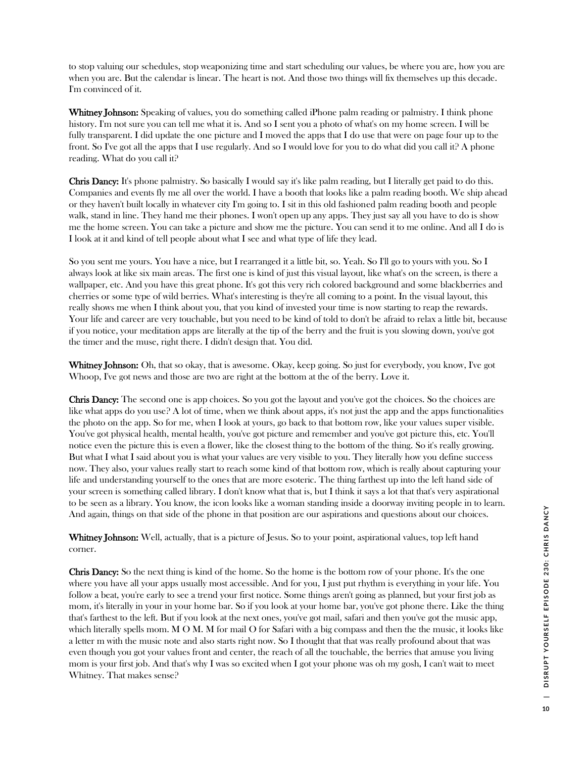to stop valuing our schedules, stop weaponizing time and start scheduling our values, be where you are, how you are when you are. But the calendar is linear. The heart is not. And those two things will fix themselves up this decade. I'm convinced of it.

**Whitney Johnson:** Speaking of values, you do something called iPhone palm reading or palmistry. I think phone history. I'm not sure you can tell me what it is. And so I sent you a photo of what's on my home screen. I will be fully transparent. I did update the one picture and I moved the apps that I do use that were on page four up to the front. So I've got all the apps that I use regularly. And so I would love for you to do what did you call it? A phone reading. What do you call it?

**Chris Dancy:** It's phone palmistry. So basically I would say it's like palm reading, but I literally get paid to do this. Companies and events fly me all over the world. I have a booth that looks like a palm reading booth. We ship ahead or they haven't built locally in whatever city I'm going to. I sit in this old fashioned palm reading booth and people walk, stand in line. They hand me their phones. I won't open up any apps. They just say all you have to do is show me the home screen. You can take a picture and show me the picture. You can send it to me online. And all I do is I look at it and kind of tell people about what I see and what type of life they lead.

So you sent me yours. You have a nice, but I rearranged it a little bit, so. Yeah. So I'll go to yours with you. So I always look at like six main areas. The first one is kind of just this visual layout, like what's on the screen, is there a wallpaper, etc. And you have this great phone. It's got this very rich colored background and some blackberries and cherries or some type of wild berries. What's interesting is they're all coming to a point. In the visual layout, this really shows me when I think about you, that you kind of invested your time is now starting to reap the rewards. Your life and career are very touchable, but you need to be kind of told to don't be afraid to relax a little bit, because if you notice, your meditation apps are literally at the tip of the berry and the fruit is you slowing down, you've got the timer and the muse, right there. I didn't design that. You did.

**Whitney Johnson:** Oh, that so okay, that is awesome. Okay, keep going. So just for everybody, you know, I've got Whoop, I've got news and those are two are right at the bottom at the of the berry. Love it.

**Chris Dancy:** The second one is app choices. So you got the layout and you've got the choices. So the choices are like what apps do you use? A lot of time, when we think about apps, it's not just the app and the apps functionalities the photo on the app. So for me, when I look at yours, go back to that bottom row, like your values super visible. You've got physical health, mental health, you've got picture and remember and you've got picture this, etc. You'll notice even the picture this is even a flower, like the closest thing to the bottom of the thing. So it's really growing. But what I what I said about you is what your values are very visible to you. They literally how you define success now. They also, your values really start to reach some kind of that bottom row, which is really about capturing your life and understanding yourself to the ones that are more esoteric. The thing farthest up into the left hand side of your screen is something called library. I don't know what that is, but I think it says a lot that that's very aspirational to be seen as a library. You know, the icon looks like a woman standing inside a doorway inviting people in to learn. And again, things on that side of the phone in that position are our aspirations and questions about our choices.

**Whitney Johnson:** Well, actually, that is a picture of Jesus. So to your point, aspirational values, top left hand corner.

**Chris Dancy:** So the next thing is kind of the home. So the home is the bottom row of your phone. It's the one where you have all your apps usually most accessible. And for you, I just put rhythm is everything in your life. You follow a beat, you're early to see a trend your first notice. Some things aren't going as planned, but your first job as mom, it's literally in your in your home bar. So if you look at your home bar, you've got phone there. Like the thing that's farthest to the left. But if you look at the next ones, you've got mail, safari and then you've got the music app, which literally spells mom. M O M. M for mail O for Safari with a big compass and then the the music, it looks like a letter m with the music note and also starts right now. So I thought that that was really profound about that was even though you got your values front and center, the reach of all the touchable, the berries that amuse you living mom is your first job. And that's why I was so excited when I got your phone was oh my gosh, I can't wait to meet Whitney. That makes sense?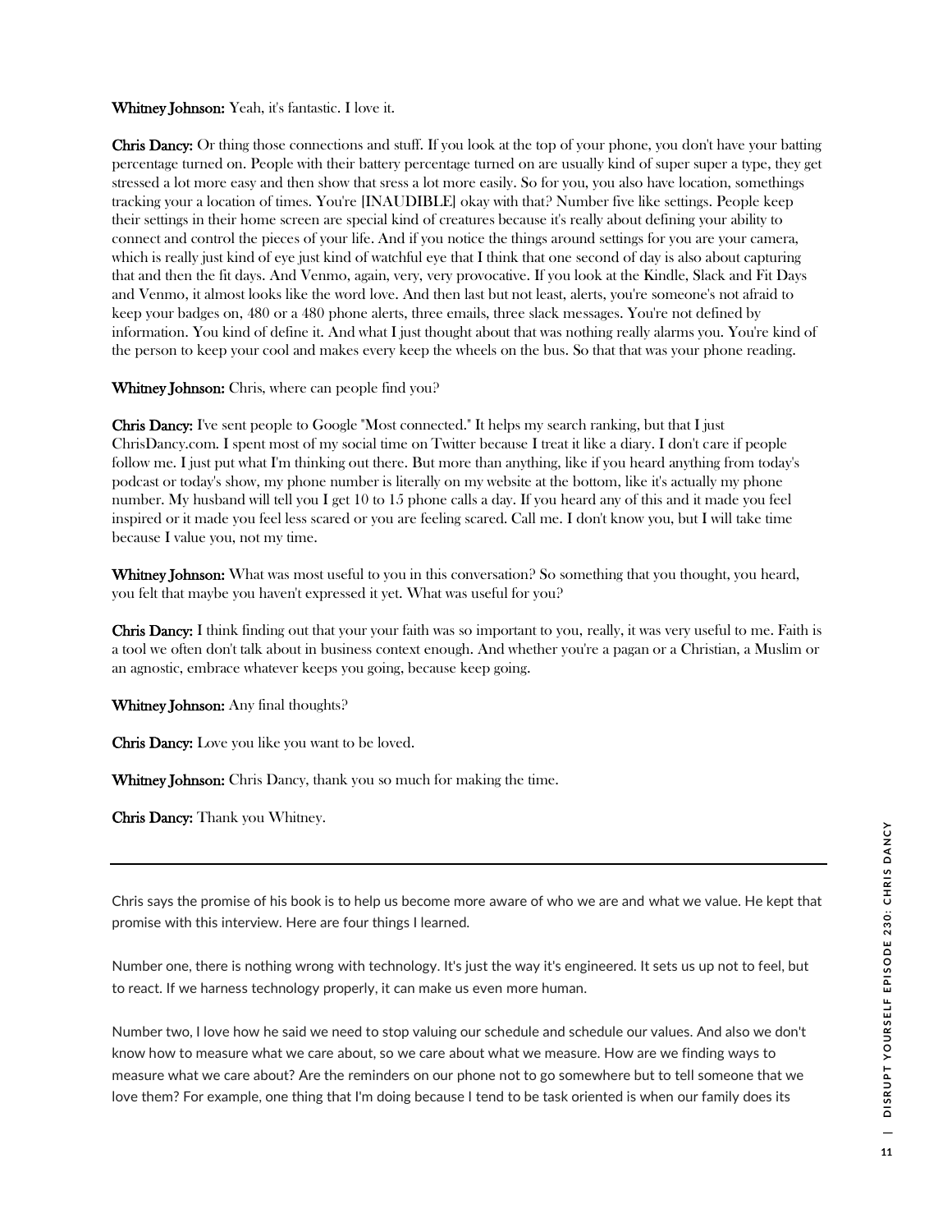**Whitney Johnson:** Yeah, it's fantastic. I love it.

**Chris Dancy:** Or thing those connections and stuff. If you look at the top of your phone, you don't have your batting percentage turned on. People with their battery percentage turned on are usually kind of super super a type, they get stressed a lot more easy and then show that sress a lot more easily. So for you, you also have location, somethings tracking your a location of times. You're [INAUDIBLE] okay with that? Number five like settings. People keep their settings in their home screen are special kind of creatures because it's really about defining your ability to connect and control the pieces of your life. And if you notice the things around settings for you are your camera, which is really just kind of eye just kind of watchful eye that I think that one second of day is also about capturing that and then the fit days. And Venmo, again, very, very provocative. If you look at the Kindle, Slack and Fit Days and Venmo, it almost looks like the word love. And then last but not least, alerts, you're someone's not afraid to keep your badges on, 480 or a 480 phone alerts, three emails, three slack messages. You're not defined by information. You kind of define it. And what I just thought about that was nothing really alarms you. You're kind of the person to keep your cool and makes every keep the wheels on the bus. So that that was your phone reading.

**Whitney Johnson:** Chris, where can people find you?

**Chris Dancy:** I've sent people to Google "Most connected." It helps my search ranking, but that I just ChrisDancy.com. I spent most of my social time on Twitter because I treat it like a diary. I don't care if people follow me. I just put what I'm thinking out there. But more than anything, like if you heard anything from today's podcast or today's show, my phone number is literally on my website at the bottom, like it's actually my phone number. My husband will tell you I get 10 to 15 phone calls a day. If you heard any of this and it made you feel inspired or it made you feel less scared or you are feeling scared. Call me. I don't know you, but I will take time because I value you, not my time.

**Whitney Johnson:** What was most useful to you in this conversation? So something that you thought, you heard, you felt that maybe you haven't expressed it yet. What was useful for you?

**Chris Dancy:** I think finding out that your your faith was so important to you, really, it was very useful to me. Faith is a tool we often don't talk about in business context enough. And whether you're a pagan or a Christian, a Muslim or an agnostic, embrace whatever keeps you going, because keep going.

**Whitney Johnson:** Any final thoughts?

**Chris Dancy:** Love you like you want to be loved.

**Whitney Johnson:** Chris Dancy, thank you so much for making the time.

**Chris Dancy:** Thank you Whitney.

---

Chris says the promise of his book is to help us become more aware of who we are and what we value. He kept that promise with this interview. Here are four things I learned.

Number one, there is nothing wrong with technology. It's just the way it's engineered. It sets us up not to feel, but to react. If we harness technology properly, it can make us even more human.

Number two, I love how he said we need to stop valuing our schedule and schedule our values. And also we don't know how to measure what we care about, so we care about what we measure. How are we finding ways to measure what we care about? Are the reminders on our phone not to go somewhere but to tell someone that we love them? For example, one thing that I'm doing because I tend to be task oriented is when our family does its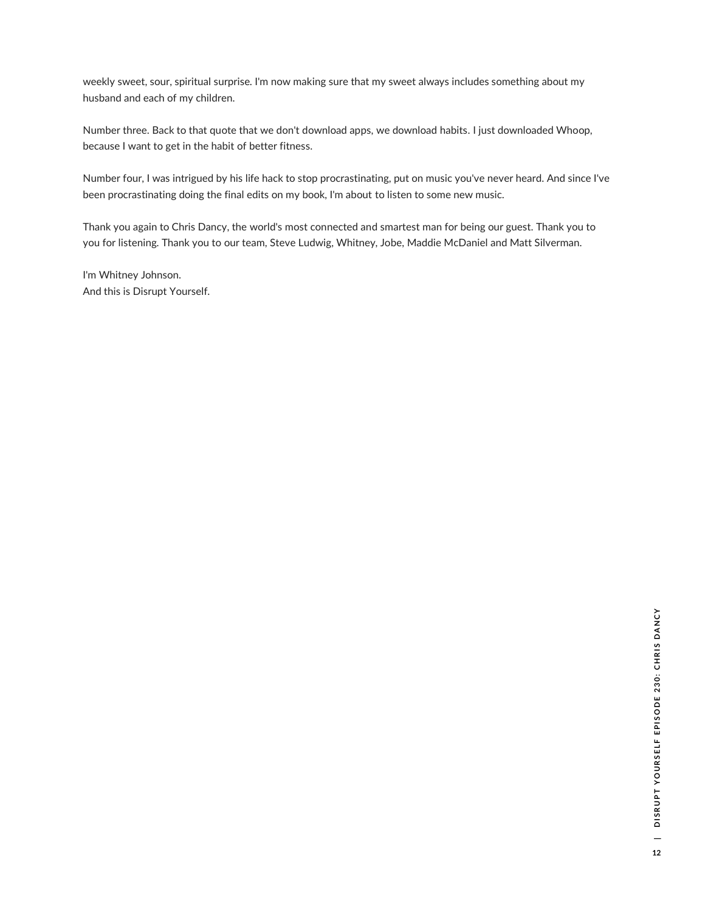weekly sweet, sour, spiritual surprise. I'm now making sure that my sweet always includes something about my husband and each of my children.

Number three. Back to that quote that we don't download apps, we download habits. I just downloaded Whoop, because I want to get in the habit of better fitness.

Number four, I was intrigued by his life hack to stop procrastinating, put on music you've never heard. And since I've been procrastinating doing the final edits on my book, I'm about to listen to some new music.

Thank you again to Chris Dancy, the world's most connected and smartest man for being our guest. Thank you to you for listening. Thank you to our team, Steve Ludwig, Whitney, Jobe, Maddie McDaniel and Matt Silverman.

I'm Whitney Johnson.
And this is Disrupt Yourself.